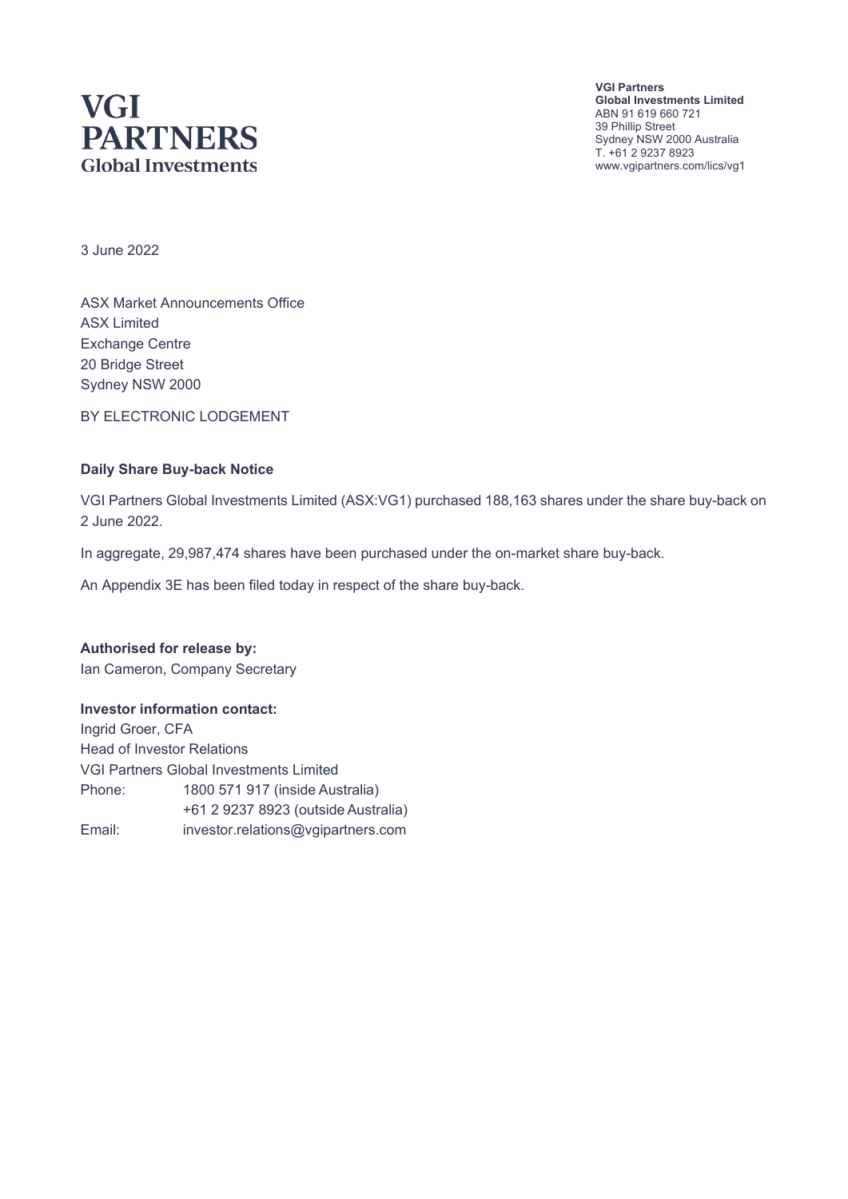# VGI PARTNERS
Global Investments

**VGI Partners**
**Global Investments Limited**
ABN 91 619 660 721
39 Phillip Street
Sydney NSW 2000 Australia
T. +61 2 9237 8923
www.vgipartners.com/lics/vg1

3 June 2022

ASX Market Announcements Office
ASX Limited
Exchange Centre
20 Bridge Street
Sydney NSW 2000

BY ELECTRONIC LODGEMENT

**Daily Share Buy-back Notice**

VGI Partners Global Investments Limited (ASX:VG1) purchased 188,163 shares under the share buy-back on 2 June 2022.

In aggregate, 29,987,474 shares have been purchased under the on-market share buy-back.

An Appendix 3E has been filed today in respect of the share buy-back.

**Authorised for release by:**
Ian Cameron, Company Secretary

**Investor information contact:**
Ingrid Groer, CFA
Head of Investor Relations
VGI Partners Global Investments Limited

| | |
|---|---|
| Phone: | 1800 571 917 (inside Australia) |
| | +61 2 9237 8923 (outside Australia) |
| Email: | investor.relations@vgipartners.com |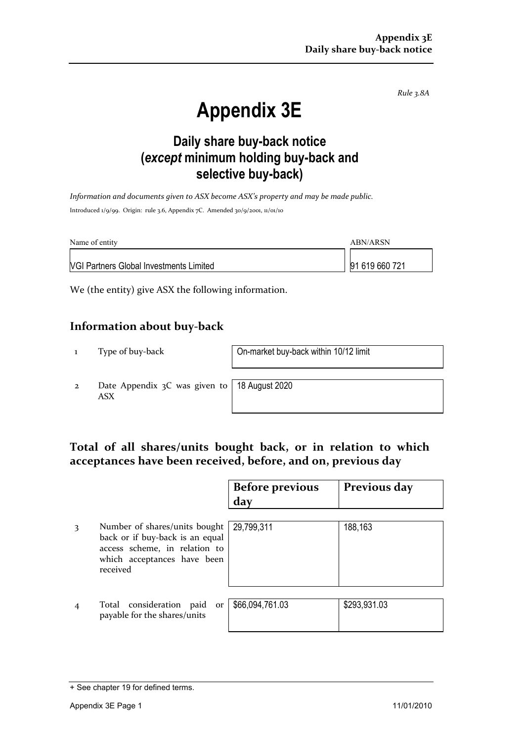*Rule 3.8A*

# Appendix 3E

## Daily share buy-back notice (*except* minimum holding buy-back and selective buy-back)

*Information and documents given to ASX become ASX's property and may be made public.*

Introduced 1/9/99. Origin: rule 3.6, Appendix 7C. Amended 30/9/2001, 11/01/10

| Name of entity | ABN/ARSN |
|---|---|
| VGI Partners Global Investments Limited | 91 619 660 721 |

We (the entity) give ASX the following information.

## Information about buy-back

| | | |
|---|---|---|
| 1 | Type of buy-back | On-market buy-back within 10/12 limit |
| 2 | Date Appendix 3C was given to ASX | 18 August 2020 |

## Total of all shares/units bought back, or in relation to which acceptances have been received, before, and on, previous day

| | | Before previous day | Previous day |
|---|---|---|---|
| 3 | Number of shares/units bought back or if buy-back is an equal access scheme, in relation to which acceptances have been received | 29,799,311 | 188,163 |
| 4 | Total consideration paid or payable for the shares/units | $66,094,761.03 | $293,931.03 |

+ See chapter 19 for defined terms.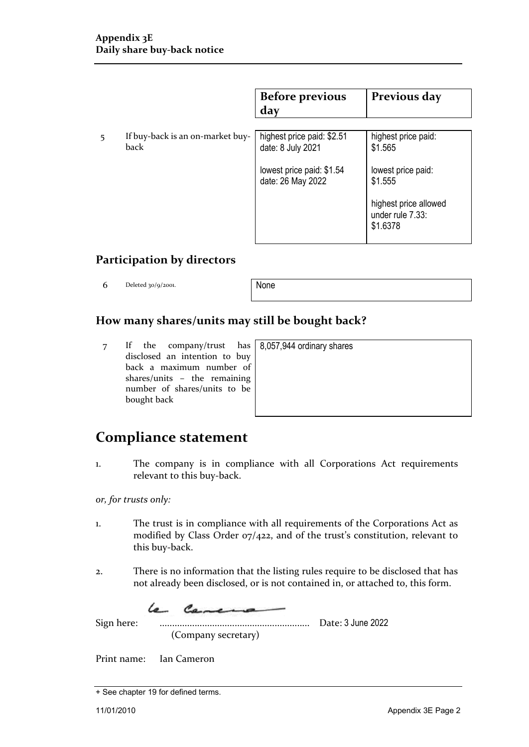|  |  | Before previous day | Previous day |
|---|---|---|---|
| 5 | If buy-back is an on-market buy-back | highest price paid: $2.51<br>date: 8 July 2021<br><br>lowest price paid: $1.54<br>date: 26 May 2022 | highest price paid: $1.565<br><br>lowest price paid: $1.555<br><br>highest price allowed under rule 7.33: $1.6378 |

## Participation by directors

| | | |
|---|---|---|
| 6 | Deleted 30/9/2001. | None |

## How many shares/units may still be bought back?

| | | |
|---|---|---|
| 7 | If the company/trust has disclosed an intention to buy back a maximum number of shares/units – the remaining number of shares/units to be bought back | 8,057,944 ordinary shares |

# Compliance statement

1. The company is in compliance with all Corporations Act requirements relevant to this buy-back.

*or, for trusts only:*

1. The trust is in compliance with all requirements of the Corporations Act as modified by Class Order 07/422, and of the trust's constitution, relevant to this buy-back.

2. There is no information that the listing rules require to be disclosed that has not already been disclosed, or is not contained in, or attached to, this form.

Sign here: ............................................................ Date: 3 June 2022
(Company secretary)

Print name: Ian Cameron

+ See chapter 19 for defined terms.